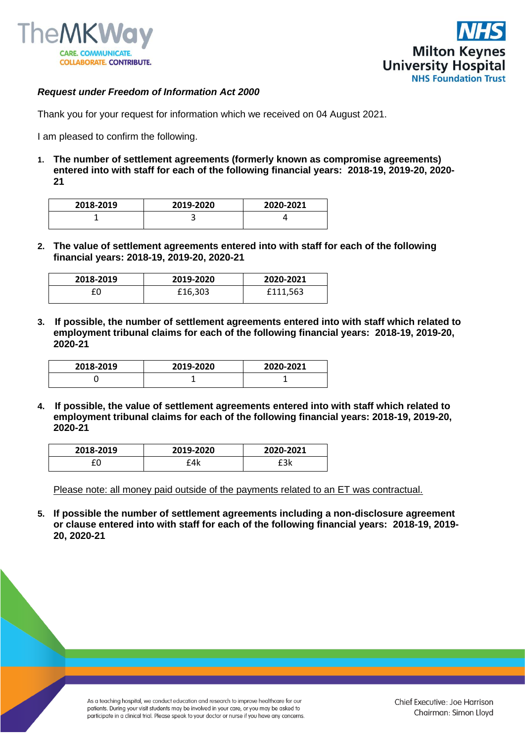***Request under Freedom of Information Act 2000***

Thank you for your request for information which we received on 04 August 2021.

I am pleased to confirm the following.

1. **The number of settlement agreements (formerly known as compromise agreements) entered into with staff for each of the following financial years: 2018-19, 2019-20, 2020-21**

| 2018-2019 | 2019-2020 | 2020-2021 |
|---|---|---|
| 1 | 3 | 4 |

2. **The value of settlement agreements entered into with staff for each of the following financial years: 2018-19, 2019-20, 2020-21**

| 2018-2019 | 2019-2020 | 2020-2021 |
|---|---|---|
| £0 | £16,303 | £111,563 |

3. **If possible, the number of settlement agreements entered into with staff which related to employment tribunal claims for each of the following financial years: 2018-19, 2019-20, 2020-21**

| 2018-2019 | 2019-2020 | 2020-2021 |
|---|---|---|
| 0 | 1 | 1 |

4. **If possible, the value of settlement agreements entered into with staff which related to employment tribunal claims for each of the following financial years: 2018-19, 2019-20, 2020-21**

| 2018-2019 | 2019-2020 | 2020-2021 |
|---|---|---|
| £0 | £4k | £3k |

Please note: all money paid outside of the payments related to an ET was contractual.

5. **If possible the number of settlement agreements including a non-disclosure agreement or clause entered into with staff for each of the following financial years: 2018-19, 2019-20, 2020-21**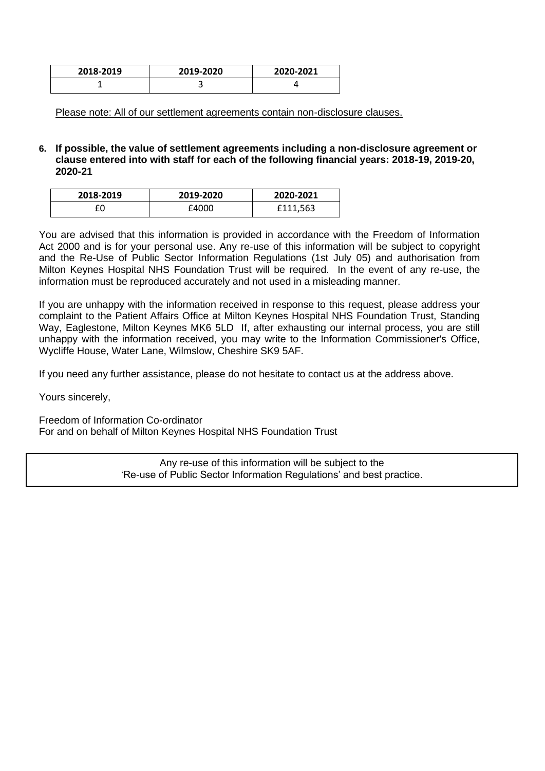| 2018-2019 | 2019-2020 | 2020-2021 |
|---|---|---|
| 1 | 3 | 4 |

Please note: All of our settlement agreements contain non-disclosure clauses.

**6. If possible, the value of settlement agreements including a non-disclosure agreement or clause entered into with staff for each of the following financial years: 2018-19, 2019-20, 2020-21**

| 2018-2019 | 2019-2020 | 2020-2021 |
|---|---|---|
| £0 | £4000 | £111,563 |

You are advised that this information is provided in accordance with the Freedom of Information Act 2000 and is for your personal use. Any re-use of this information will be subject to copyright and the Re-Use of Public Sector Information Regulations (1st July 05) and authorisation from Milton Keynes Hospital NHS Foundation Trust will be required. In the event of any re-use, the information must be reproduced accurately and not used in a misleading manner.

If you are unhappy with the information received in response to this request, please address your complaint to the Patient Affairs Office at Milton Keynes Hospital NHS Foundation Trust, Standing Way, Eaglestone, Milton Keynes MK6 5LD If, after exhausting our internal process, you are still unhappy with the information received, you may write to the Information Commissioner's Office, Wycliffe House, Water Lane, Wilmslow, Cheshire SK9 5AF.

If you need any further assistance, please do not hesitate to contact us at the address above.

Yours sincerely,

Freedom of Information Co-ordinator
For and on behalf of Milton Keynes Hospital NHS Foundation Trust

Any re-use of this information will be subject to the
'Re-use of Public Sector Information Regulations' and best practice.